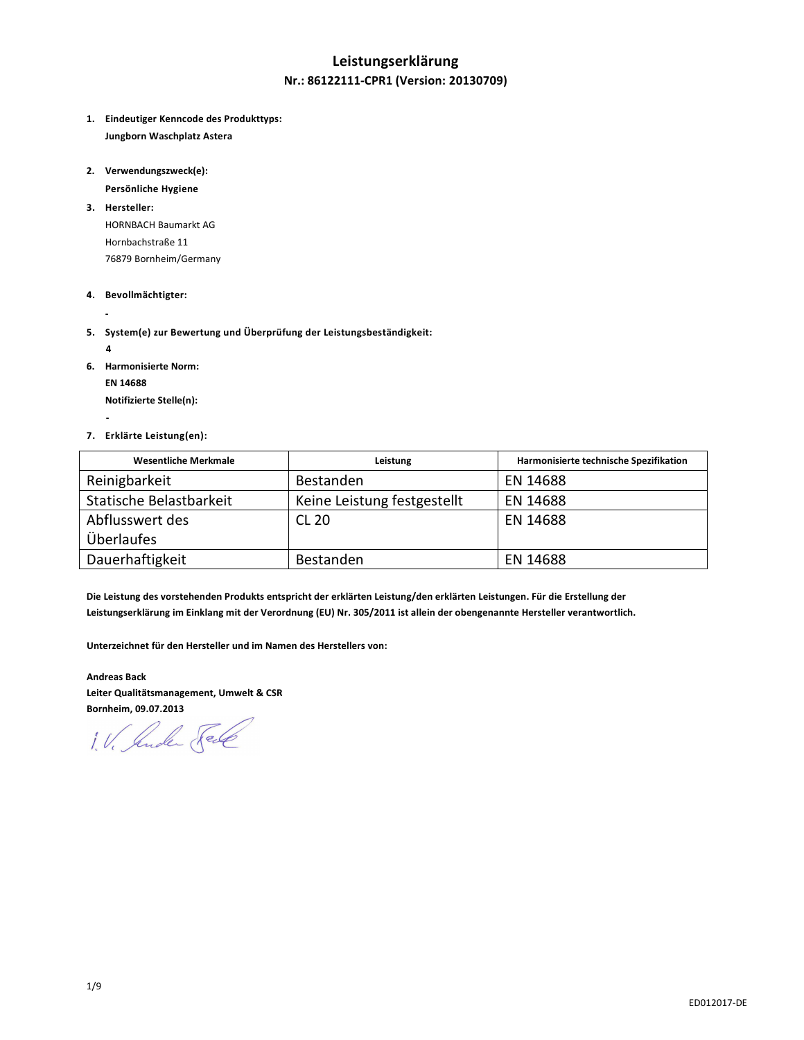# Leistungserklärung

## Nr.: 86122111-CPR1 (Version: 20130709)

1. **Eindeutiger Kenncode des Produkttyps:**
   **Jungborn Waschplatz Astera**

2. **Verwendungszweck(e):**
   **Persönliche Hygiene**

3. **Hersteller:**
   HORNBACH Baumarkt AG
   Hornbachstraße 11
   76879 Bornheim/Germany

4. **Bevollmächtigter:**
   -

5. **System(e) zur Bewertung und Überprüfung der Leistungsbeständigkeit:**
   **4**

6. **Harmonisierte Norm:**
   **EN 14688**
   **Notifizierte Stelle(n):**
   -

7. **Erklärte Leistung(en):**

| Wesentliche Merkmale | Leistung | Harmonisierte technische Spezifikation |
|---|---|---|
| Reinigbarkeit | Bestanden | EN 14688 |
| Statische Belastbarkeit | Keine Leistung festgestellt | EN 14688 |
| Abflusswert des Überlaufes | CL 20 | EN 14688 |
| Dauerhaftigkeit | Bestanden | EN 14688 |

**Die Leistung des vorstehenden Produkts entspricht der erklärten Leistung/den erklärten Leistungen. Für die Erstellung der Leistungserklärung im Einklang mit der Verordnung (EU) Nr. 305/2011 ist allein der obengenannte Hersteller verantwortlich.**

**Unterzeichnet für den Hersteller und im Namen des Herstellers von:**

**Andreas Back**
**Leiter Qualitätsmanagement, Umwelt & CSR**
**Bornheim, 09.07.2013**

i.V. Andreas Back

ED012017-DE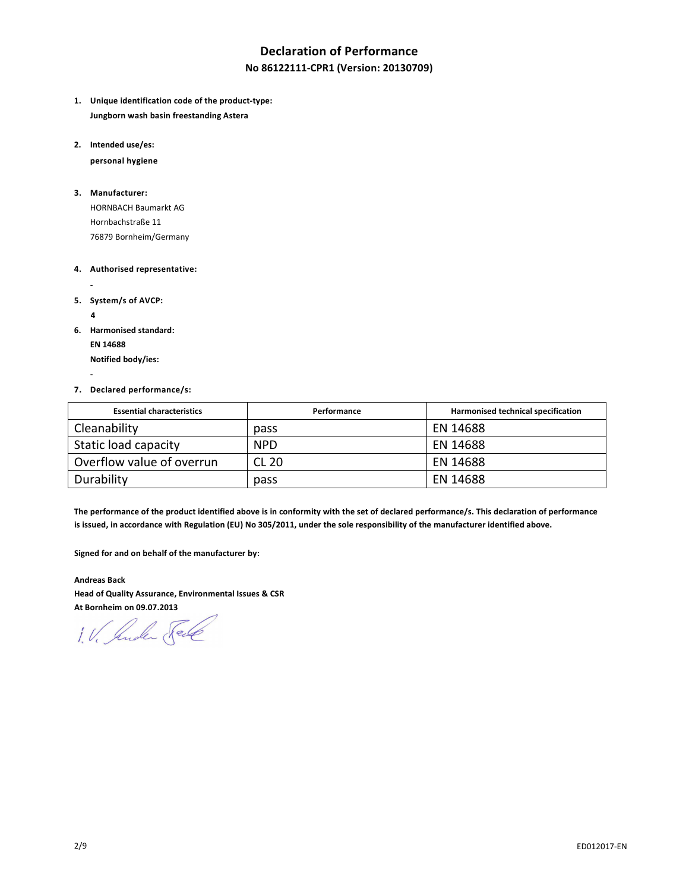# Declaration of Performance

## No 86122111-CPR1 (Version: 20130709)

1. **Unique identification code of the product-type:**
   **Jungborn wash basin freestanding Astera**

2. **Intended use/es:**
   **personal hygiene**

3. **Manufacturer:**
   HORNBACH Baumarkt AG
   Hornbachstraße 11
   76879 Bornheim/Germany

4. **Authorised representative:**
   -

5. **System/s of AVCP:**
   **4**

6. **Harmonised standard:**
   **EN 14688**
   **Notified body/ies:**
   -

7. **Declared performance/s:**

| Essential characteristics | Performance | Harmonised technical specification |
|---|---|---|
| Cleanability | pass | EN 14688 |
| Static load capacity | NPD | EN 14688 |
| Overflow value of overrun | CL 20 | EN 14688 |
| Durability | pass | EN 14688 |

**The performance of the product identified above is in conformity with the set of declared performance/s. This declaration of performance is issued, in accordance with Regulation (EU) No 305/2011, under the sole responsibility of the manufacturer identified above.**

**Signed for and on behalf of the manufacturer by:**

**Andreas Back**
**Head of Quality Assurance, Environmental Issues & CSR**
**At Bornheim on 09.07.2013**

i.V. Andreas Back

ED012017-EN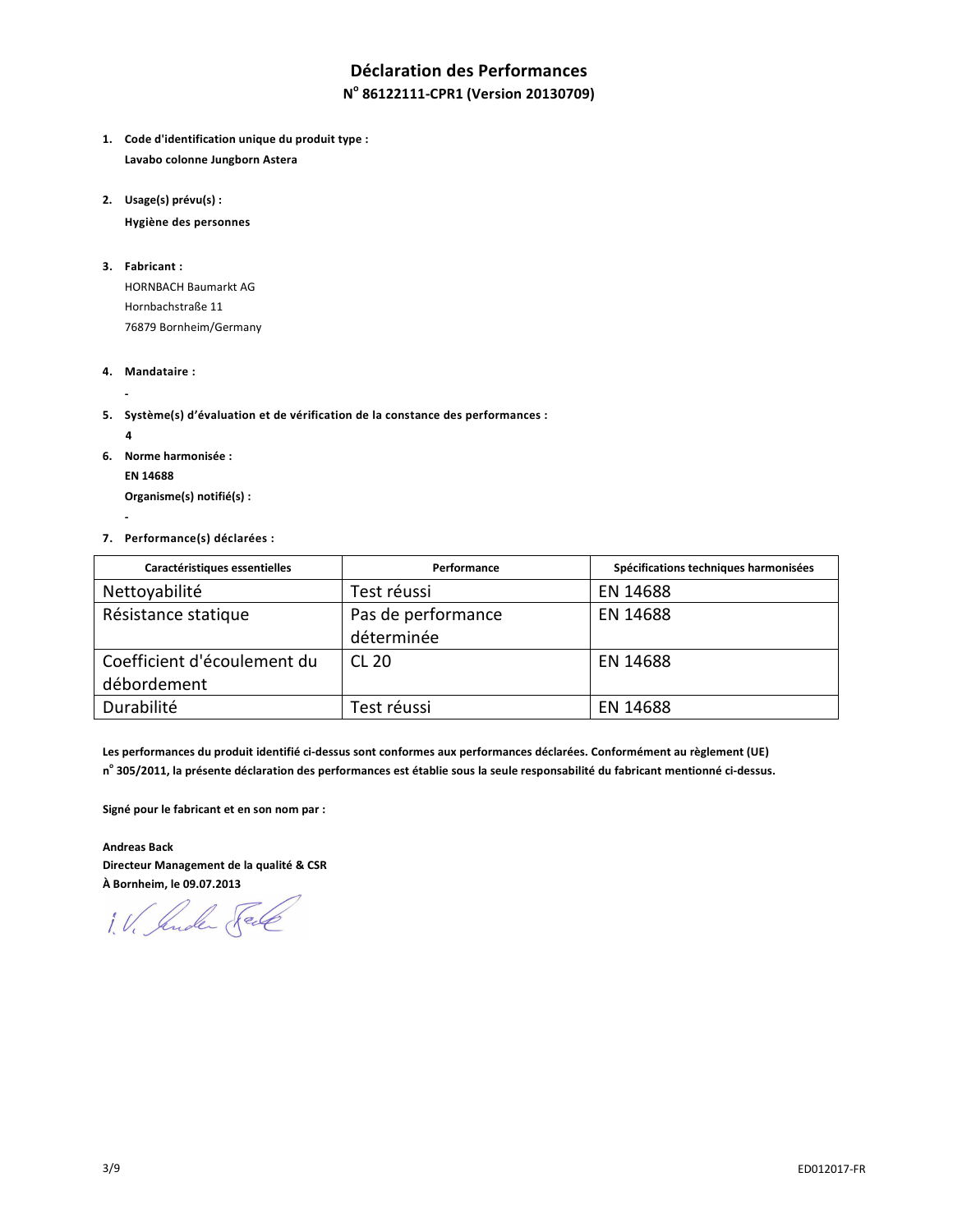# Déclaration des Performances

## N° 86122111-CPR1 (Version 20130709)

1. **Code d'identification unique du produit type :**
   **Lavabo colonne Jungborn Astera**

2. **Usage(s) prévu(s) :**
   **Hygiène des personnes**

3. **Fabricant :**
   HORNBACH Baumarkt AG
   Hornbachstraße 11
   76879 Bornheim/Germany

4. **Mandataire :**
   -

5. **Système(s) d'évaluation et de vérification de la constance des performances :**
   **4**

6. **Norme harmonisée :**
   **EN 14688**
   **Organisme(s) notifié(s) :**
   -

7. **Performance(s) déclarées :**

| Caractéristiques essentielles | Performance | Spécifications techniques harmonisées |
|---|---|---|
| Nettoyabilité | Test réussi | EN 14688 |
| Résistance statique | Pas de performance déterminée | EN 14688 |
| Coefficient d'écoulement du débordement | CL 20 | EN 14688 |
| Durabilité | Test réussi | EN 14688 |

**Les performances du produit identifié ci-dessus sont conformes aux performances déclarées. Conformément au règlement (UE) n° 305/2011, la présente déclaration des performances est établie sous la seule responsabilité du fabricant mentionné ci-dessus.**

**Signé pour le fabricant et en son nom par :**

**Andreas Back**
**Directeur Management de la qualité & CSR**
**À Bornheim, le 09.07.2013**

i. V. Andreas Back

ED012017-FR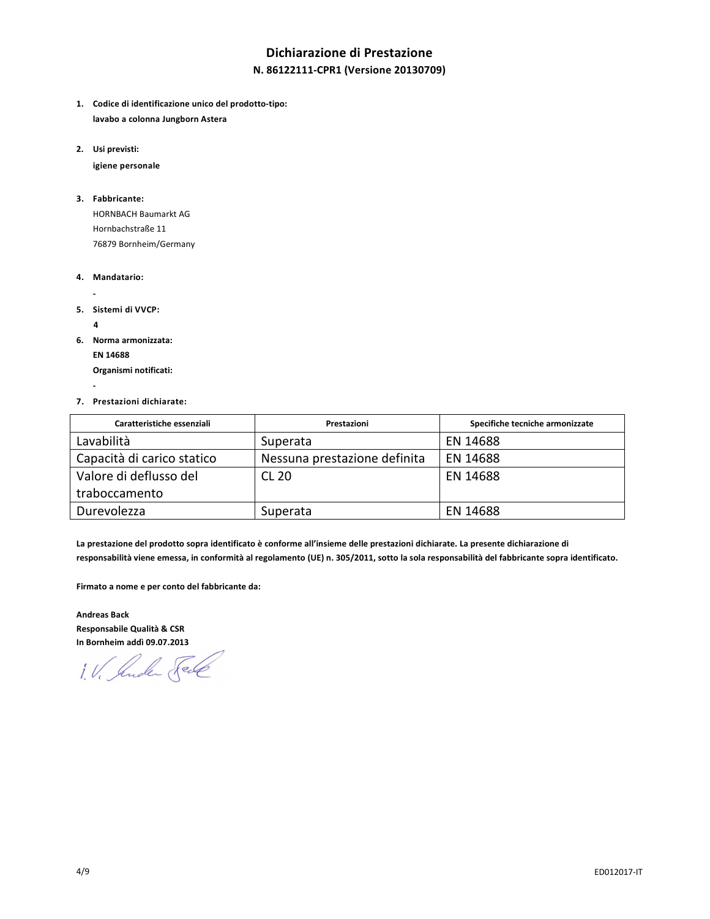# Dichiarazione di Prestazione

## N. 86122111-CPR1 (Versione 20130709)

1. **Codice di identificazione unico del prodotto-tipo:**
   **lavabo a colonna Jungborn Astera**

2. **Usi previsti:**
   **igiene personale**

3. **Fabbricante:**
   HORNBACH Baumarkt AG
   Hornbachstraße 11
   76879 Bornheim/Germany

4. **Mandatario:**
   -

5. **Sistemi di VVCP:**
   **4**

6. **Norma armonizzata:**
   **EN 14688**
   **Organismi notificati:**
   -

7. **Prestazioni dichiarate:**

| Caratteristiche essenziali | Prestazioni | Specifiche tecniche armonizzate |
|---|---|---|
| Lavabilità | Superata | EN 14688 |
| Capacità di carico statico | Nessuna prestazione definita | EN 14688 |
| Valore di deflusso del traboccamento | CL 20 | EN 14688 |
| Durevolezza | Superata | EN 14688 |

**La prestazione del prodotto sopra identificato è conforme all'insieme delle prestazioni dichiarate. La presente dichiarazione di responsabilità viene emessa, in conformità al regolamento (UE) n. 305/2011, sotto la sola responsabilità del fabbricante sopra identificato.**

**Firmato a nome e per conto del fabbricante da:**

**Andreas Back**
**Responsabile Qualità & CSR**
**In Bornheim addì 09.07.2013**

i. V. Andreas Back

ED012017-IT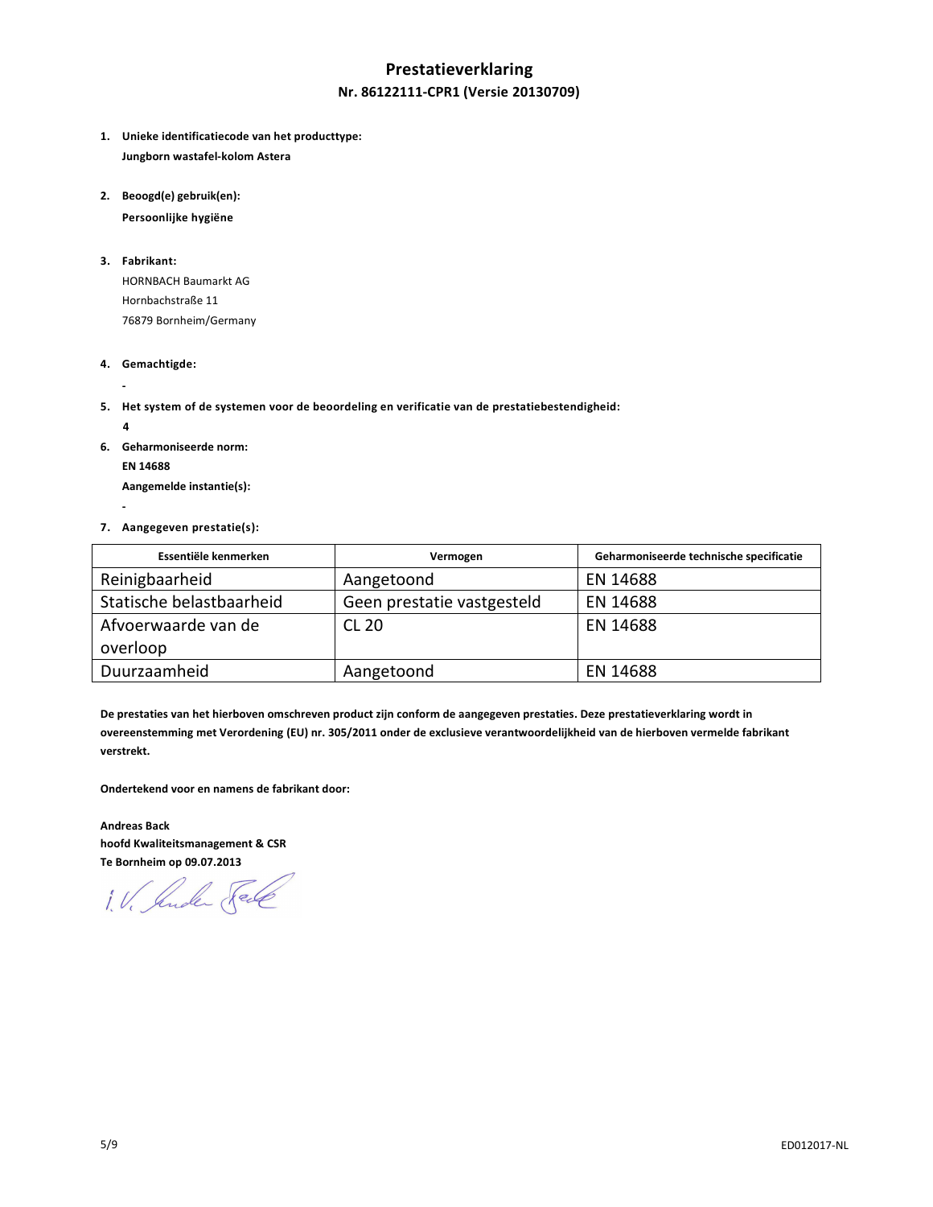# Prestatieverklaring

## Nr. 86122111-CPR1 (Versie 20130709)

1. **Unieke identificatiecode van het producttype:**
   **Jungborn wastafel-kolom Astera**

2. **Beoogd(e) gebruik(en):**
   **Persoonlijke hygiëne**

3. **Fabrikant:**
   HORNBACH Baumarkt AG
   Hornbachstraße 11
   76879 Bornheim/Germany

4. **Gemachtigde:**
   -

5. **Het system of de systemen voor de beoordeling en verificatie van de prestatiebestendigheid:**
   **4**

6. **Geharmoniseerde norm:**
   **EN 14688**
   **Aangemelde instantie(s):**
   -

7. **Aangegeven prestatie(s):**

| Essentiële kenmerken | Vermogen | Geharmoniseerde technische specificatie |
|---|---|---|
| Reinigbaarheid | Aangetoond | EN 14688 |
| Statische belastbaarheid | Geen prestatie vastgesteld | EN 14688 |
| Afvoerwaarde van de overloop | CL 20 | EN 14688 |
| Duurzaamheid | Aangetoond | EN 14688 |

**De prestaties van het hierboven omschreven product zijn conform de aangegeven prestaties. Deze prestatieverklaring wordt in overeenstemming met Verordening (EU) nr. 305/2011 onder de exclusieve verantwoordelijkheid van de hierboven vermelde fabrikant verstrekt.**

**Ondertekend voor en namens de fabrikant door:**

**Andreas Back**
**hoofd Kwaliteitsmanagement & CSR**
**Te Bornheim op 09.07.2013**

i. V. Andreas Back

ED012017-NL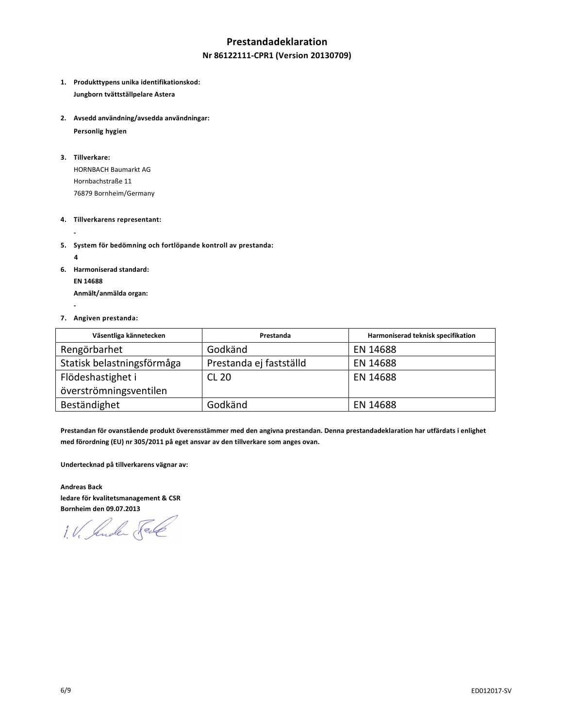# Prestandadeklaration

**Nr 86122111-CPR1 (Version 20130709)**

1. **Produkttypens unika identifikationskod:**
   **Jungborn tvättställpelare Astera**

2. **Avsedd användning/avsedda användningar:**
   **Personlig hygien**

3. **Tillverkare:**
   HORNBACH Baumarkt AG
   Hornbachstraße 11
   76879 Bornheim/Germany

4. **Tillverkarens representant:**
   -

5. **System för bedömning och fortlöpande kontroll av prestanda:**
   **4**

6. **Harmoniserad standard:**
   **EN 14688**
   **Anmält/anmälda organ:**
   -

7. **Angiven prestanda:**

| Väsentliga kännetecken | Prestanda | Harmoniserad teknisk specifikation |
|---|---|---|
| Rengörbarhet | Godkänd | EN 14688 |
| Statisk belastningsförmåga | Prestanda ej fastställd | EN 14688 |
| Flödeshastighet i överströmningsventilen | CL 20 | EN 14688 |
| Beständighet | Godkänd | EN 14688 |

**Prestandan för ovanstående produkt överensstämmer med den angivna prestandan. Denna prestandadeklaration har utfärdats i enlighet med förordning (EU) nr 305/2011 på eget ansvar av den tillverkare som anges ovan.**

**Undertecknad på tillverkarens vägnar av:**

**Andreas Back**
**ledare för kvalitetsmanagement & CSR**
**Bornheim den 09.07.2013**

i. V. Andreas Back

ED012017-SV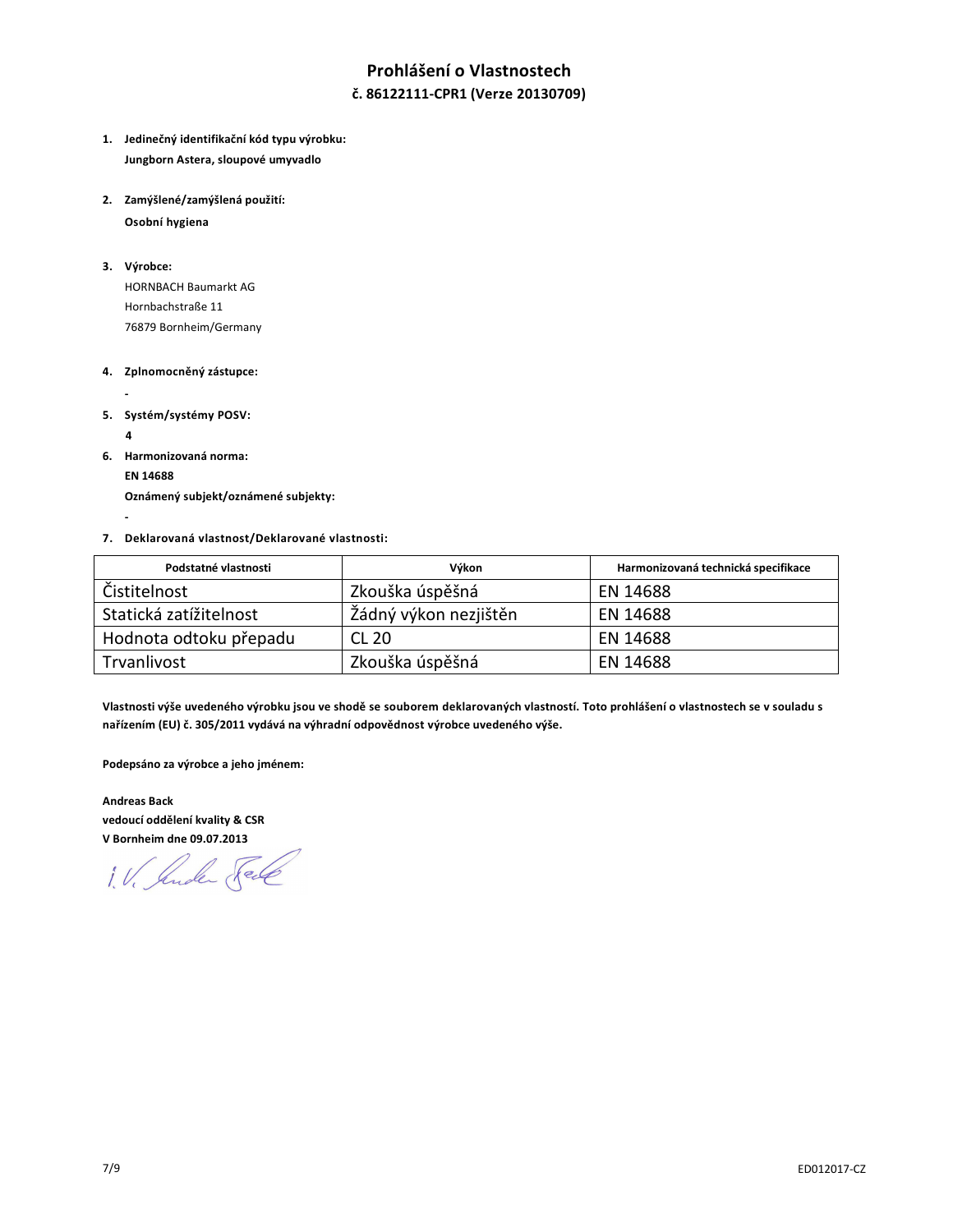# Prohlášení o Vlastnostech

## č. 86122111-CPR1 (Verze 20130709)

1. **Jedinečný identifikační kód typu výrobku:**
   **Jungborn Astera, sloupové umyvadlo**

2. **Zamýšlené/zamýšlená použití:**
   **Osobní hygiena**

3. **Výrobce:**
   HORNBACH Baumarkt AG
   Hornbachstraße 11
   76879 Bornheim/Germany

4. **Zplnomocněný zástupce:**
   -

5. **Systém/systémy POSV:**
   **4**

6. **Harmonizovaná norma:**
   **EN 14688**
   **Oznámený subjekt/oznámené subjekty:**
   -

7. **Deklarovaná vlastnost/Deklarované vlastnosti:**

| Podstatné vlastnosti | Výkon | Harmonizovaná technická specifikace |
|---|---|---|
| Čistitelnost | Zkouška úspěšná | EN 14688 |
| Statická zatížitelnost | Žádný výkon nezjištěn | EN 14688 |
| Hodnota odtoku přepadu | CL 20 | EN 14688 |
| Trvanlivost | Zkouška úspěšná | EN 14688 |

**Vlastnosti výše uvedeného výrobku jsou ve shodě se souborem deklarovaných vlastností. Toto prohlášení o vlastnostech se v souladu s nařízením (EU) č. 305/2011 vydává na výhradní odpovědnost výrobce uvedeného výše.**

**Podepsáno za výrobce a jeho jménem:**

**Andreas Back**
**vedoucí oddělení kvality & CSR**
**V Bornheim dne 09.07.2013**

i.V. Andreas Back

ED012017-CZ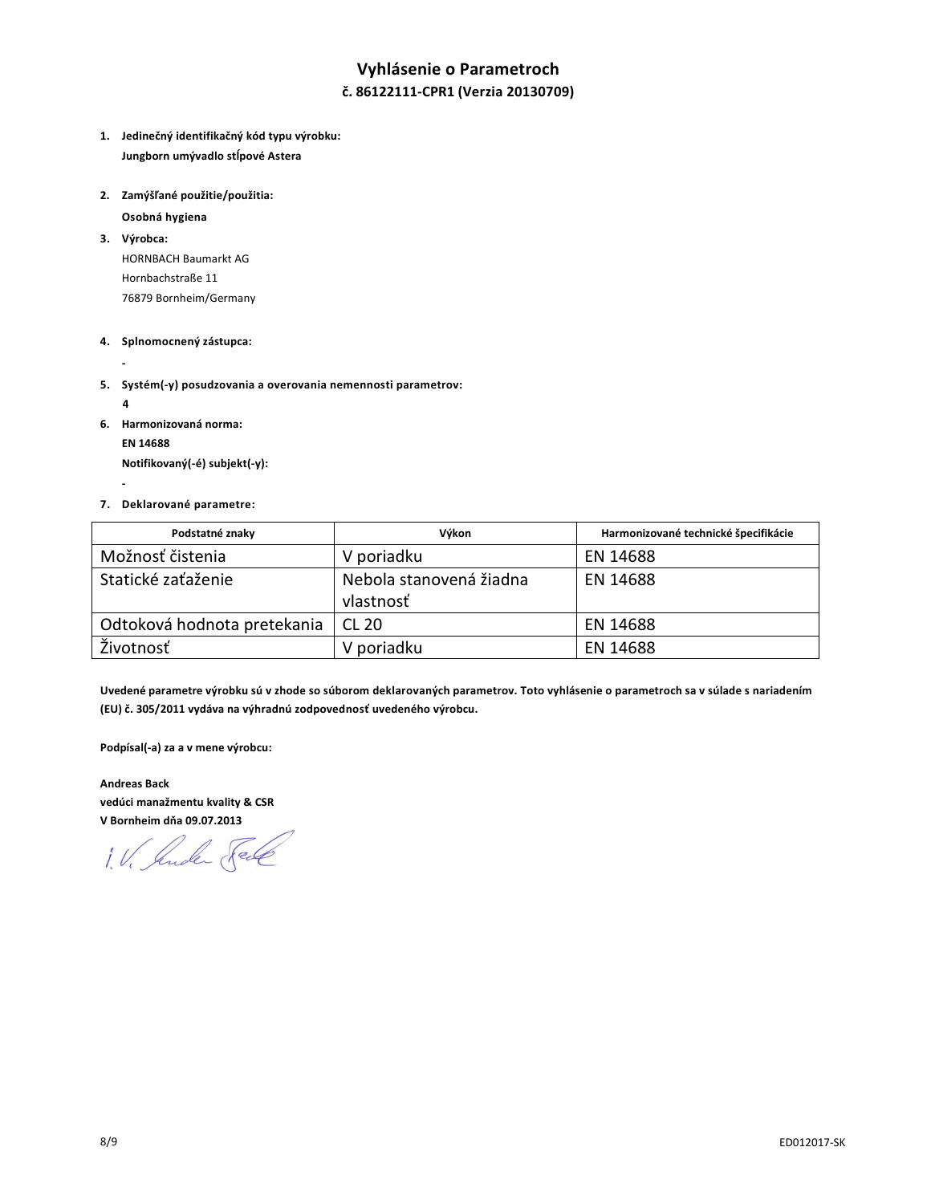# Vyhlásenie o Parametroch

## č. 86122111-CPR1 (Verzia 20130709)

1. **Jedinečný identifikačný kód typu výrobku:**
   **Jungborn umývadlo stĺpové Astera**

2. **Zamýšľané použitie/použitia:**
   **Osobná hygiena**

3. **Výrobca:**
   HORNBACH Baumarkt AG
   Hornbachstraße 11
   76879 Bornheim/Germany

4. **Splnomocnený zástupca:**
   -

5. **Systém(-y) posudzovania a overovania nemennosti parametrov:**
   **4**

6. **Harmonizovaná norma:**
   **EN 14688**
   **Notifikovaný(-é) subjekt(-y):**
   -

7. **Deklarované parametre:**

| Podstatné znaky | Výkon | Harmonizované technické špecifikácie |
|---|---|---|
| Možnosť čistenia | V poriadku | EN 14688 |
| Statické zaťaženie | Nebola stanovená žiadna vlastnosť | EN 14688 |
| Odtoková hodnota pretekania | CL 20 | EN 14688 |
| Životnosť | V poriadku | EN 14688 |

**Uvedené parametre výrobku sú v zhode so súborom deklarovaných parametrov. Toto vyhlásenie o parametroch sa v súlade s nariadením (EU) č. 305/2011 vydáva na výhradnú zodpovednosť uvedeného výrobcu.**

**Podpísal(-a) za a v mene výrobcu:**

**Andreas Back**
**vedúci manažmentu kvality & CSR**
**V Bornheim dňa 09.07.2013**

i. V. Andreas Back

ED012017-SK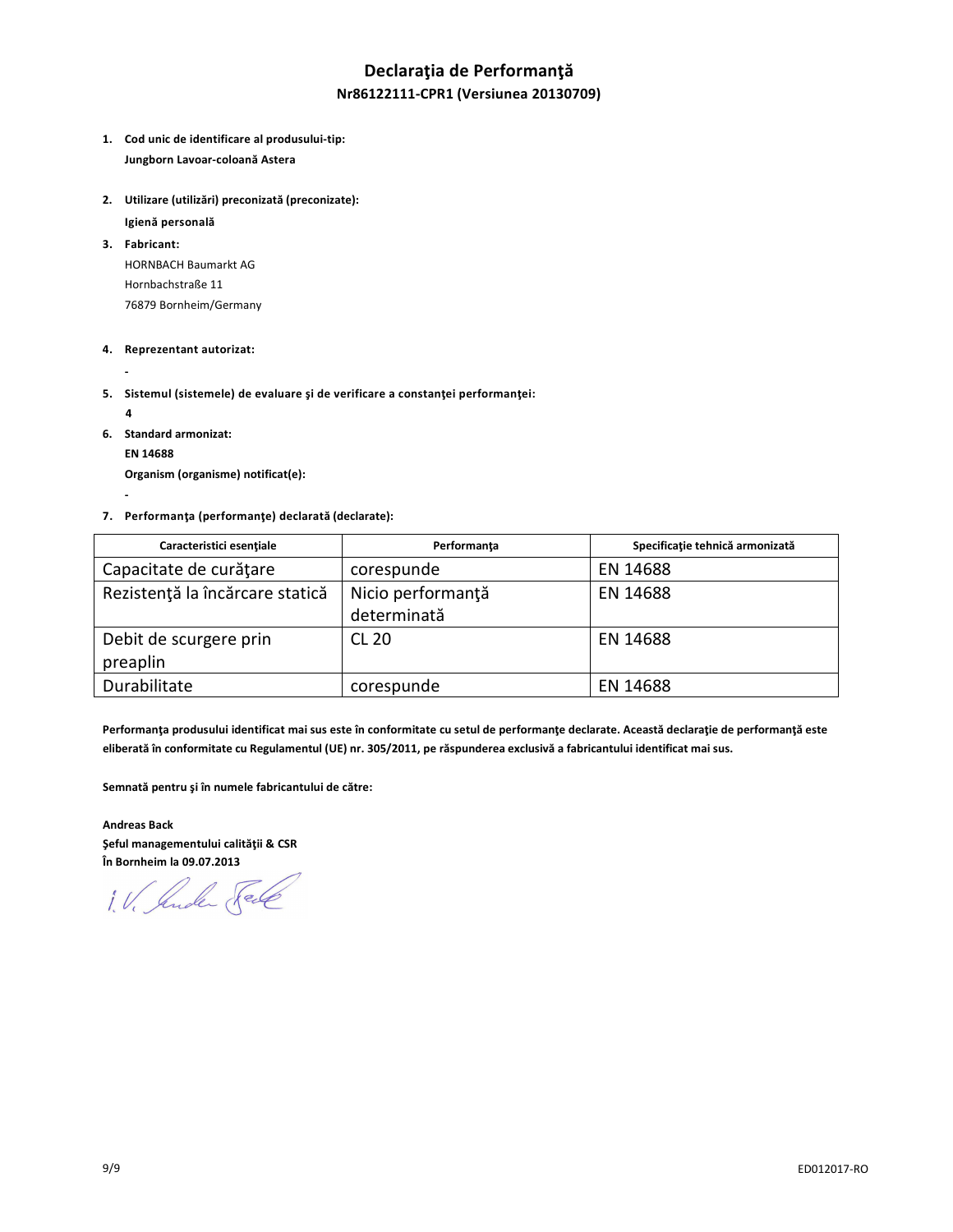# Declaraţia de Performanţă

**Nr86122111-CPR1 (Versiunea 20130709)**

1. **Cod unic de identificare al produsului-tip:**
   **Jungborn Lavoar-coloană Astera**
2. **Utilizare (utilizări) preconizată (preconizate):**
   **Igienă personală**
3. **Fabricant:**
   HORNBACH Baumarkt AG
   Hornbachstraße 11
   76879 Bornheim/Germany
4. **Reprezentant autorizat:**
   -
5. **Sistemul (sistemele) de evaluare şi de verificare a constanţei performanţei:**
   **4**
6. **Standard armonizat:**
   **EN 14688**
   **Organism (organisme) notificat(e):**
   -
7. **Performanţa (performanţe) declarată (declarate):**

| Caracteristici esenţiale | Performanţa | Specificaţie tehnică armonizată |
|---|---|---|
| Capacitate de curăţare | corespunde | EN 14688 |
| Rezistenţă la încărcare statică | Nicio performanţă determinată | EN 14688 |
| Debit de scurgere prin preaplin | CL 20 | EN 14688 |
| Durabilitate | corespunde | EN 14688 |

**Performanţa produsului identificat mai sus este în conformitate cu setul de performanţe declarate. Această declaraţie de performanţă este eliberată în conformitate cu Regulamentul (UE) nr. 305/2011, pe răspunderea exclusivă a fabricantului identificat mai sus.**

**Semnată pentru şi în numele fabricantului de către:**

**Andreas Back**
**Şeful managementului calităţii & CSR**
**În Bornheim la 09.07.2013**

i.V. Andreas Back

ED012017-RO